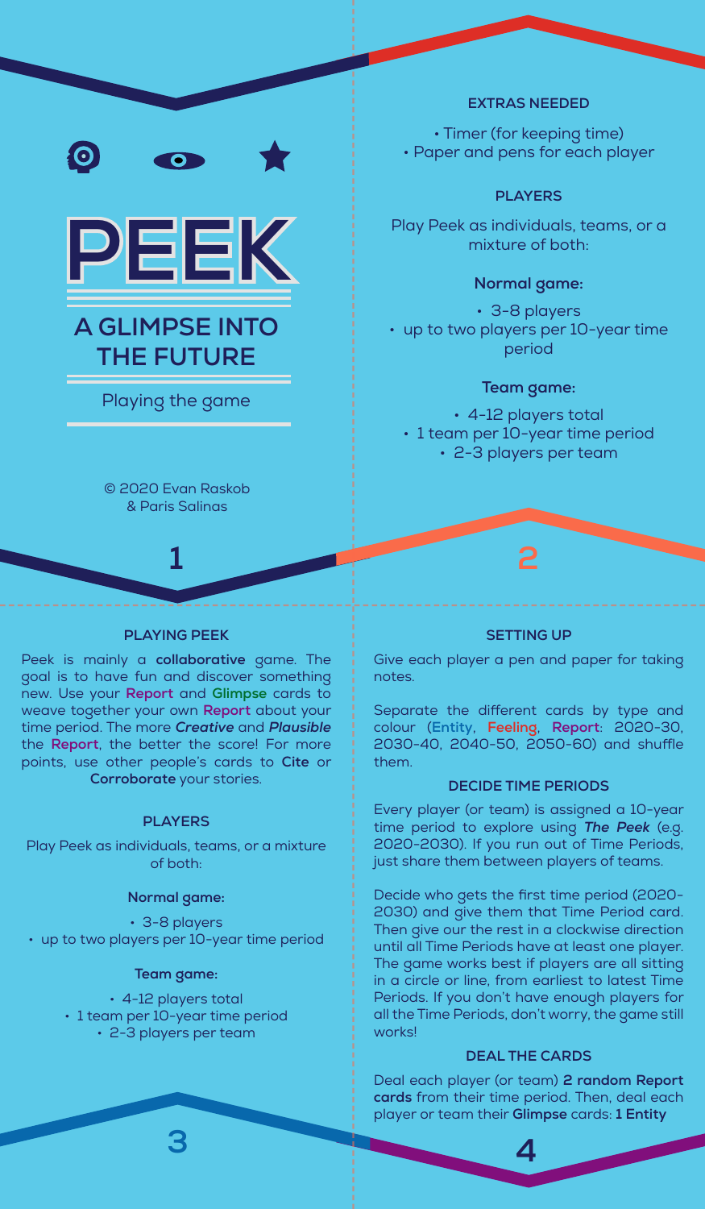# PEEK

## A GLIMPSE INTO THE FUTURE

Playing the game

© 2020 Evan Raskob & Paris Salinas

### EXTRAS NEEDED

- Timer (for keeping time)
- Paper and pens for each player

### PLAYERS

Play Peek as individuals, teams, or a mixture of both:

**Normal game:**

- 3-8 players
- up to two players per 10-year time period

**Team game:**

- 4-12 players total
- 1 team per 10-year time period
- 2-3 players per team

### PLAYING PEEK

Peek is mainly a **collaborative** game. The goal is to have fun and discover something new. Use your **Report** and **Glimpse** cards to weave together your own **Report** about your time period. The more ***Creative*** and ***Plausible*** the **Report**, the better the score! For more points, use other people's cards to **Cite** or **Corroborate** your stories.

### PLAYERS

Play Peek as individuals, teams, or a mixture of both:

**Normal game:**

- 3-8 players
- up to two players per 10-year time period

**Team game:**

- 4-12 players total
- 1 team per 10-year time period
- 2-3 players per team

### SETTING UP

Give each player a pen and paper for taking notes.

Separate the different cards by type and colour (**Entity**, **Feeling**, **Report**: 2020-30, 2030-40, 2040-50, 2050-60) and shuffle them.

### DECIDE TIME PERIODS

Every player (or team) is assigned a 10-year time period to explore using ***The Peek*** (e.g. 2020-2030). If you run out of Time Periods, just share them between players of teams.

Decide who gets the first time period (2020-2030) and give them that Time Period card. Then give our the rest in a clockwise direction until all Time Periods have at least one player. The game works best if players are all sitting in a circle or line, from earliest to latest Time Periods. If you don't have enough players for all the Time Periods, don't worry, the game still works!

### DEAL THE CARDS

Deal each player (or team) **2 random Report cards** from their time period. Then, deal each player or team their **Glimpse** cards: **1 Entity**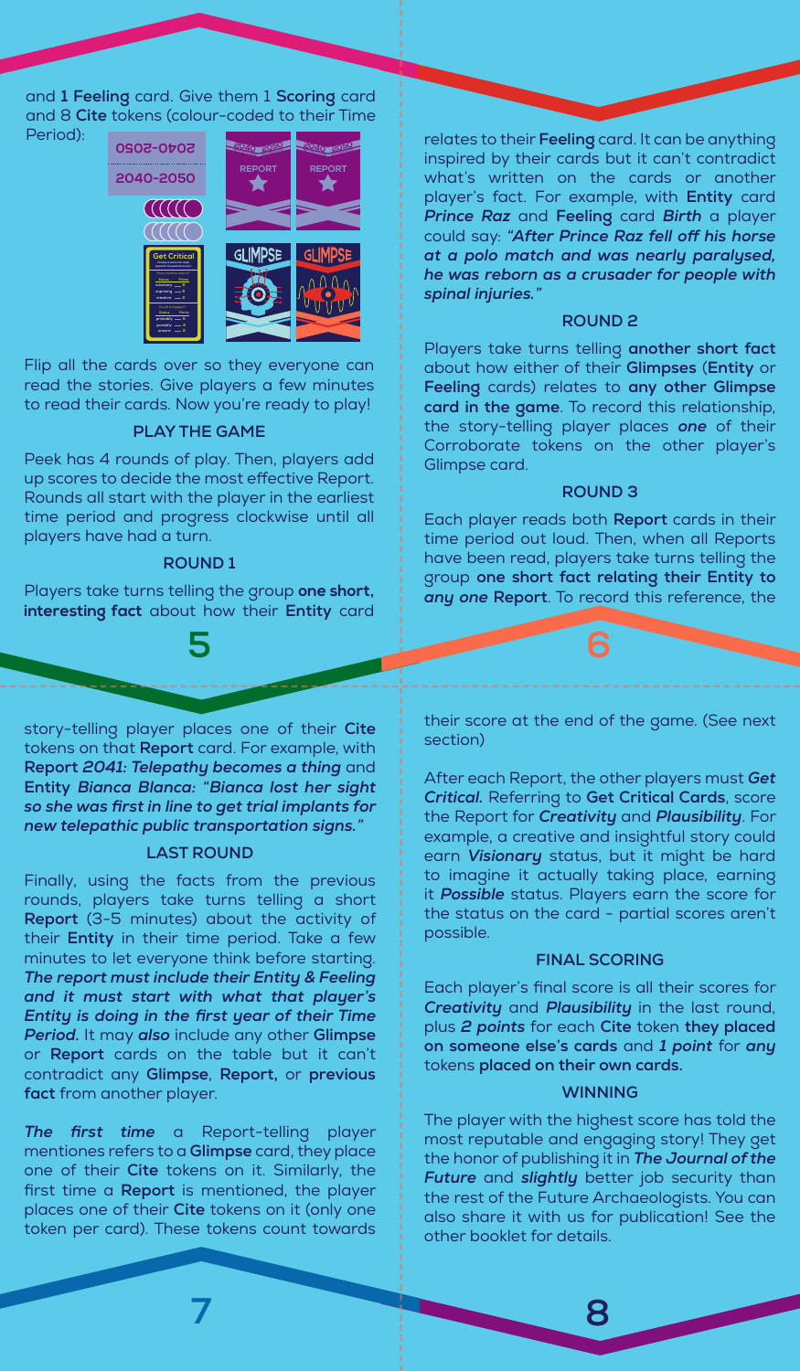and **1 Feeling** card. Give them 1 **Scoring** card and 8 **Cite** tokens (colour-coded to their Time Period):

Flip all the cards over so they everyone can read the stories. Give players a few minutes to read their cards. Now you're ready to play!

### PLAY THE GAME

Peek has 4 rounds of play. Then, players add up scores to decide the most effective Report. Rounds all start with the player in the earliest time period and progress clockwise until all players have had a turn.

### ROUND 1

Players take turns telling the group **one short, interesting fact** about how their **Entity** card relates to their **Feeling** card. It can be anything inspired by their cards but it can't contradict what's written on the cards or another player's fact. For example, with **Entity** card ***Prince Raz*** and **Feeling** card ***Birth*** a player could say: ***"After Prince Raz fell off his horse at a polo match and was nearly paralysed, he was reborn as a crusader for people with spinal injuries."***

### ROUND 2

Players take turns telling **another short fact** about how either of their **Glimpses** (**Entity** or **Feeling** cards) relates to **any other Glimpse card in the game**. To record this relationship, the story-telling player places ***one*** of their Corroborate tokens on the other player's Glimpse card.

### ROUND 3

Each player reads both **Report** cards in their time period out loud. Then, when all Reports have been read, players take turns telling the group **one short fact relating their Entity to *any one* Report**. To record this reference, the story-telling player places one of their **Cite** tokens on that **Report** card. For example, with **Report *2041: Telepathy becomes a thing*** and **Entity *Bianca Blanca: "Bianca lost her sight so she was first in line to get trial implants for new telepathic public transportation signs."***

### LAST ROUND

Finally, using the facts from the previous rounds, players take turns telling a short **Report** (3-5 minutes) about the activity of their **Entity** in their time period. Take a few minutes to let everyone think before starting. ***The report must include their Entity & Feeling and it must start with what that player's Entity is doing in the first year of their Time Period.*** It may ***also*** include any other **Glimpse** or **Report** cards on the table but it can't contradict any **Glimpse**, **Report,** or **previous fact** from another player.

***The first time*** a Report-telling player mentiones refers to a **Glimpse** card, they place one of their **Cite** tokens on it. Similarly, the first time a **Report** is mentioned, the player places one of their **Cite** tokens on it (only one token per card). These tokens count towards their score at the end of the game. (See next section)

After each Report, the other players must ***Get Critical***. Referring to **Get Critical Cards**, score the Report for ***Creativity*** and ***Plausibility***. For example, a creative and insightful story could earn ***Visionary*** status, but it might be hard to imagine it actually taking place, earning it ***Possible*** status. Players earn the score for the status on the card - partial scores aren't possible.

### FINAL SCORING

Each player's final score is all their scores for ***Creativity*** and ***Plausibility*** in the last round, plus ***2 points*** for each **Cite** token **they placed on someone else's cards** and ***1 point*** for ***any*** tokens **placed on their own cards.**

### WINNING

The player with the highest score has told the most reputable and engaging story! They get the honor of publishing it in ***The Journal of the Future*** and ***slightly*** better job security than the rest of the Future Archaeologists. You can also share it with us for publication! See the other booklet for details.